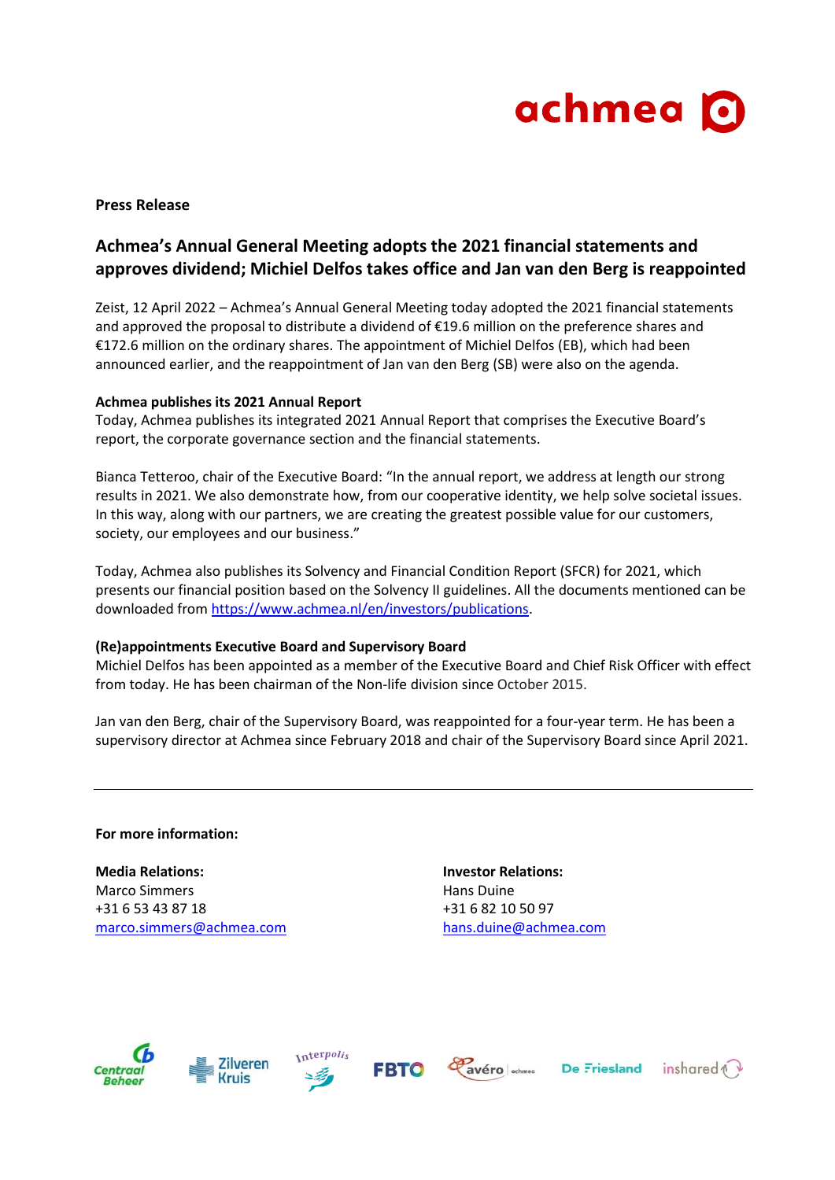**Press Release**

# Achmea's Annual General Meeting adopts the 2021 financial statements and approves dividend; Michiel Delfos takes office and Jan van den Berg is reappointed

Zeist, 12 April 2022 – Achmea's Annual General Meeting today adopted the 2021 financial statements and approved the proposal to distribute a dividend of €19.6 million on the preference shares and €172.6 million on the ordinary shares. The appointment of Michiel Delfos (EB), which had been announced earlier, and the reappointment of Jan van den Berg (SB) were also on the agenda.

**Achmea publishes its 2021 Annual Report**

Today, Achmea publishes its integrated 2021 Annual Report that comprises the Executive Board's report, the corporate governance section and the financial statements.

Bianca Tetteroo, chair of the Executive Board: "In the annual report, we address at length our strong results in 2021. We also demonstrate how, from our cooperative identity, we help solve societal issues. In this way, along with our partners, we are creating the greatest possible value for our customers, society, our employees and our business."

Today, Achmea also publishes its Solvency and Financial Condition Report (SFCR) for 2021, which presents our financial position based on the Solvency II guidelines. All the documents mentioned can be downloaded from https://www.achmea.nl/en/investors/publications.

**(Re)appointments Executive Board and Supervisory Board**

Michiel Delfos has been appointed as a member of the Executive Board and Chief Risk Officer with effect from today. He has been chairman of the Non-life division since October 2015.

Jan van den Berg, chair of the Supervisory Board, was reappointed for a four-year term. He has been a supervisory director at Achmea since February 2018 and chair of the Supervisory Board since April 2021.

---

**For more information:**

**Media Relations:**
Marco Simmers
+31 6 53 43 87 18
marco.simmers@achmea.com

**Investor Relations:**
Hans Duine
+31 6 82 10 50 97
hans.duine@achmea.com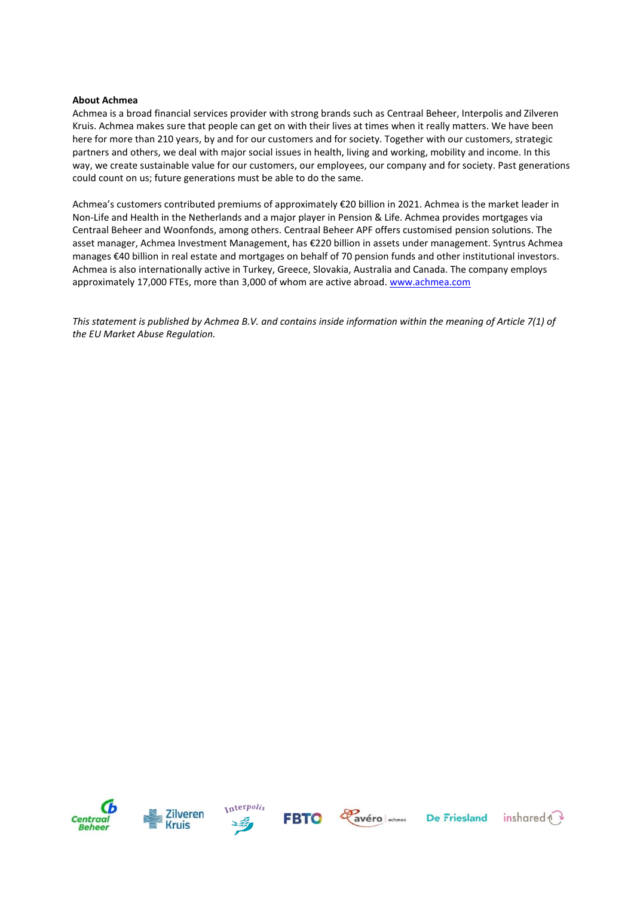**About Achmea**

Achmea is a broad financial services provider with strong brands such as Centraal Beheer, Interpolis and Zilveren Kruis. Achmea makes sure that people can get on with their lives at times when it really matters. We have been here for more than 210 years, by and for our customers and for society. Together with our customers, strategic partners and others, we deal with major social issues in health, living and working, mobility and income. In this way, we create sustainable value for our customers, our employees, our company and for society. Past generations could count on us; future generations must be able to do the same.

Achmea's customers contributed premiums of approximately €20 billion in 2021. Achmea is the market leader in Non-Life and Health in the Netherlands and a major player in Pension & Life. Achmea provides mortgages via Centraal Beheer and Woonfonds, among others. Centraal Beheer APF offers customised pension solutions. The asset manager, Achmea Investment Management, has €220 billion in assets under management. Syntrus Achmea manages €40 billion in real estate and mortgages on behalf of 70 pension funds and other institutional investors. Achmea is also internationally active in Turkey, Greece, Slovakia, Australia and Canada. The company employs approximately 17,000 FTEs, more than 3,000 of whom are active abroad. www.achmea.com

*This statement is published by Achmea B.V. and contains inside information within the meaning of Article 7(1) of the EU Market Abuse Regulation.*